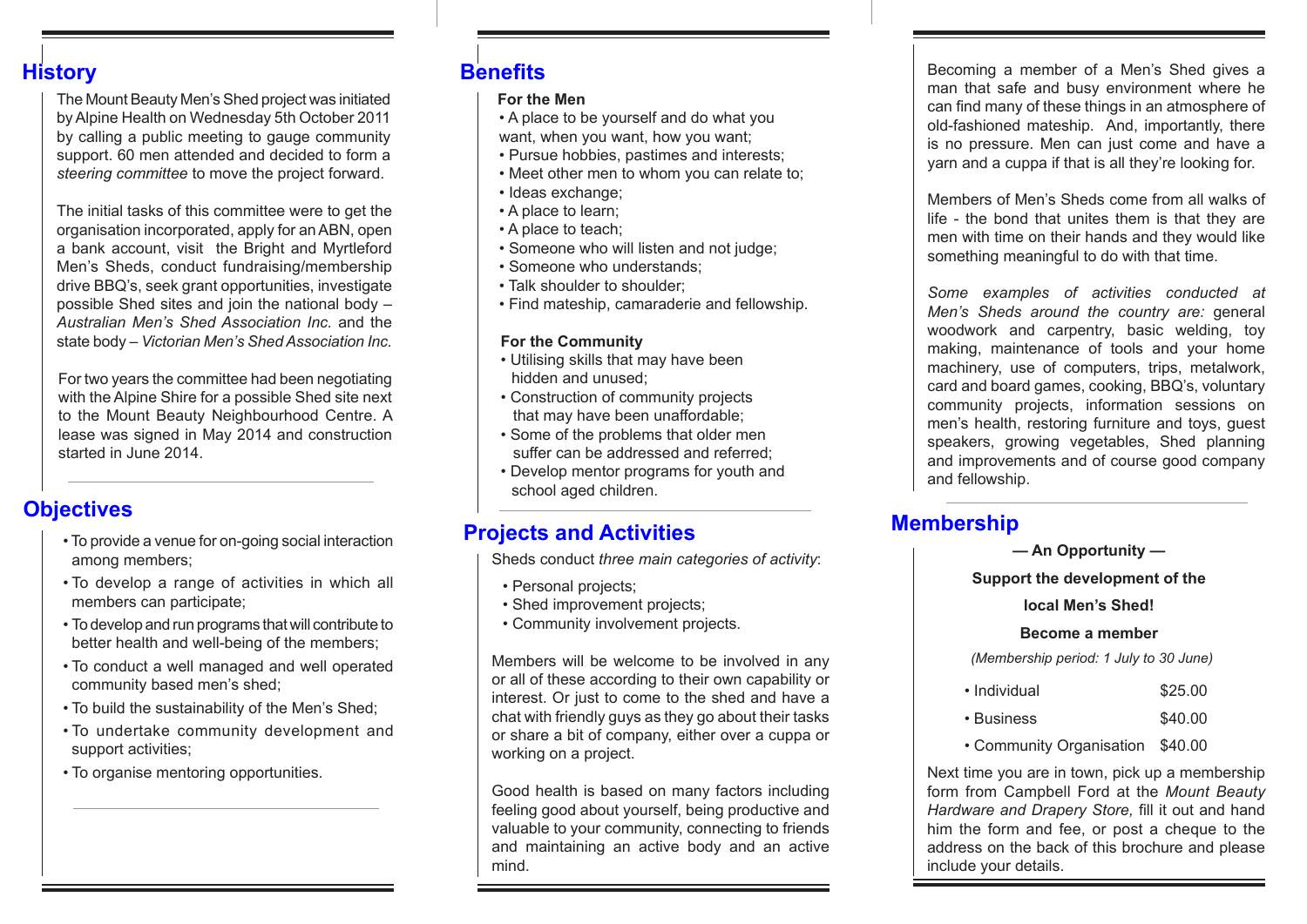## History

The Mount Beauty Men's Shed project was initiated by Alpine Health on Wednesday 5th October 2011 by calling a public meeting to gauge community support. 60 men attended and decided to form a *steering committee* to move the project forward.

The initial tasks of this committee were to get the organisation incorporated, apply for an ABN, open a bank account, visit the Bright and Myrtleford Men's Sheds, conduct fundraising/membership drive BBQ's, seek grant opportunities, investigate possible Shed sites and join the national body – *Australian Men's Shed Association Inc.* and the state body – *Victorian Men's Shed Association Inc.*

For two years the committee had been negotiating with the Alpine Shire for a possible Shed site next to the Mount Beauty Neighbourhood Centre. A lease was signed in May 2014 and construction started in June 2014.

## Objectives

- To provide a venue for on-going social interaction among members;
- To develop a range of activities in which all members can participate;
- To develop and run programs that will contribute to better health and well-being of the members;
- To conduct a well managed and well operated community based men's shed;
- To build the sustainability of the Men's Shed;
- To undertake community development and support activities;
- To organise mentoring opportunities.

## Benefits

**For the Men**

- A place to be yourself and do what you want, when you want, how you want;
- Pursue hobbies, pastimes and interests;
- Meet other men to whom you can relate to;
- Ideas exchange;
- A place to learn;
- A place to teach;
- Someone who will listen and not judge;
- Someone who understands;
- Talk shoulder to shoulder;
- Find mateship, camaraderie and fellowship.

**For the Community**

- Utilising skills that may have been hidden and unused;
- Construction of community projects that may have been unaffordable;
- Some of the problems that older men suffer can be addressed and referred;
- Develop mentor programs for youth and school aged children.

## Projects and Activities

Sheds conduct *three main categories of activity*:

- Personal projects;
- Shed improvement projects;
- Community involvement projects.

Members will be welcome to be involved in any or all of these according to their own capability or interest. Or just to come to the shed and have a chat with friendly guys as they go about their tasks or share a bit of company, either over a cuppa or working on a project.

Good health is based on many factors including feeling good about yourself, being productive and valuable to your community, connecting to friends and maintaining an active body and an active mind.

Becoming a member of a Men's Shed gives a man that safe and busy environment where he can find many of these things in an atmosphere of old-fashioned mateship. And, importantly, there is no pressure. Men can just come and have a yarn and a cuppa if that is all they're looking for.

Members of Men's Sheds come from all walks of life - the bond that unites them is that they are men with time on their hands and they would like something meaningful to do with that time.

*Some examples of activities conducted at Men's Sheds around the country are:* general woodwork and carpentry, basic welding, toy making, maintenance of tools and your home machinery, use of computers, trips, metalwork, card and board games, cooking, BBQ's, voluntary community projects, information sessions on men's health, restoring furniture and toys, guest speakers, growing vegetables, Shed planning and improvements and of course good company and fellowship.

## Membership

**— An Opportunity —**

**Support the development of the local Men's Shed!**

**Become a member**

*(Membership period: 1 July to 30 June)*

| | |
|---|---|
| • Individual | $25.00 |
| • Business | $40.00 |
| • Community Organisation | $40.00 |

Next time you are in town, pick up a membership form from Campbell Ford at the *Mount Beauty Hardware and Drapery Store,* fill it out and hand him the form and fee, or post a cheque to the address on the back of this brochure and please include your details.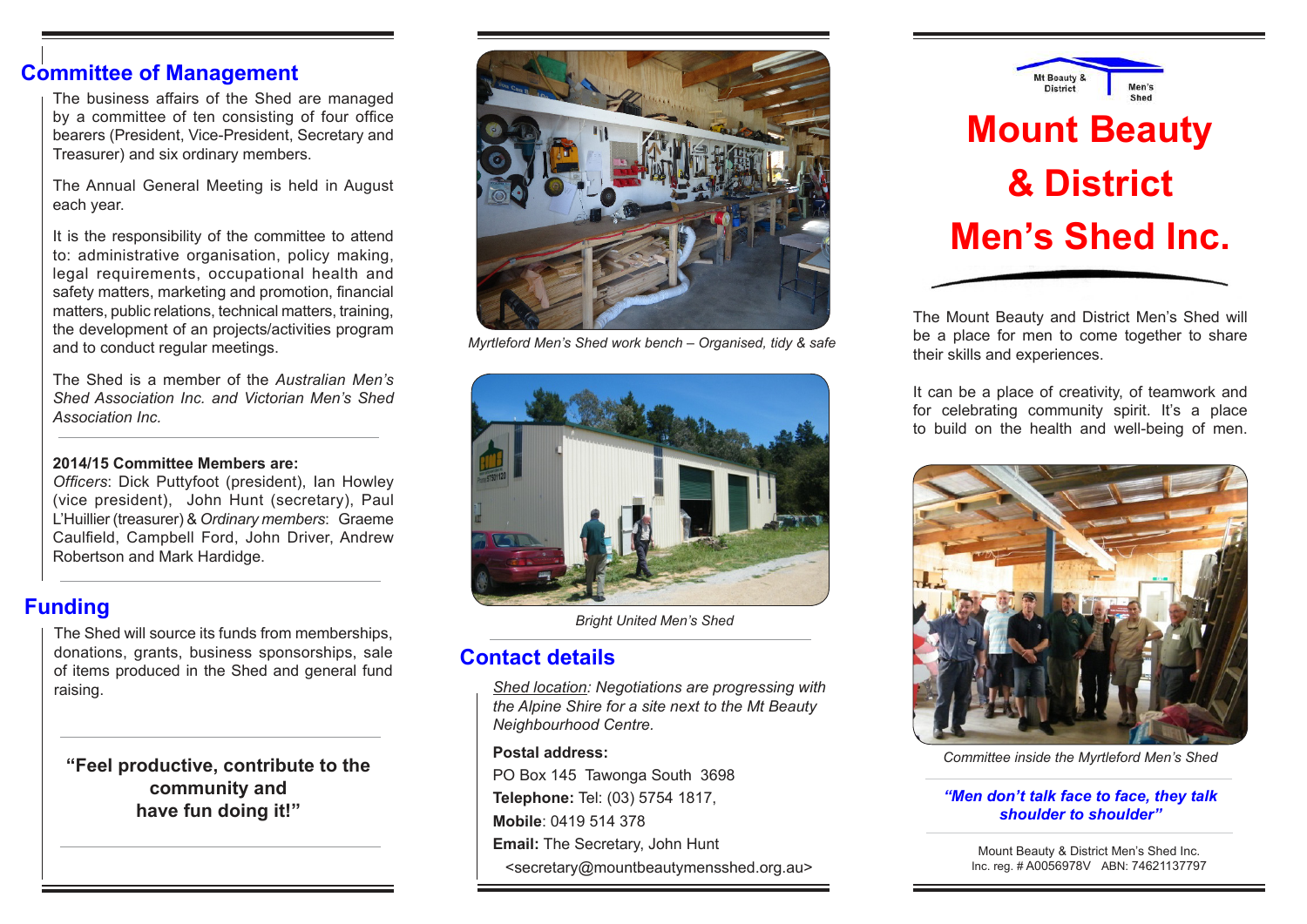## Committee of Management

The business affairs of the Shed are managed by a committee of ten consisting of four office bearers (President, Vice-President, Secretary and Treasurer) and six ordinary members.

The Annual General Meeting is held in August each year.

It is the responsibility of the committee to attend to: administrative organisation, policy making, legal requirements, occupational health and safety matters, marketing and promotion, financial matters, public relations, technical matters, training, the development of an projects/activities program and to conduct regular meetings.

The Shed is a member of the *Australian Men's Shed Association Inc. and Victorian Men's Shed Association Inc.*

**2014/15 Committee Members are:**
*Officers*: Dick Puttyfoot (president), Ian Howley (vice president), John Hunt (secretary), Paul L'Huillier (treasurer) & *Ordinary members*: Graeme Caulfield, Campbell Ford, John Driver, Andrew Robertson and Mark Hardidge.

## Funding

The Shed will source its funds from memberships, donations, grants, business sponsorships, sale of items produced in the Shed and general fund raising.

**"Feel productive, contribute to the community and have fun doing it!"**

*Myrtleford Men's Shed work bench – Organised, tidy & safe*

*Bright United Men's Shed*

## Contact details

*Shed location: Negotiations are progressing with the Alpine Shire for a site next to the Mt Beauty Neighbourhood Centre.*

**Postal address:**
PO Box 145 Tawonga South 3698
**Telephone:** Tel: (03) 5754 1817,
**Mobile**: 0419 514 378
**Email:** The Secretary, John Hunt
<secretary@mountbeautymensshed.org.au>

Mt Beauty & District Men's Shed

# Mount Beauty & District Men's Shed Inc.

The Mount Beauty and District Men's Shed will be a place for men to come together to share their skills and experiences.

It can be a place of creativity, of teamwork and for celebrating community spirit. It's a place to build on the health and well-being of men.

*Committee inside the Myrtleford Men's Shed*

***"Men don't talk face to face, they talk shoulder to shoulder"***

Mount Beauty & District Men's Shed Inc.
Inc. reg. # A0056978V ABN: 74621137797